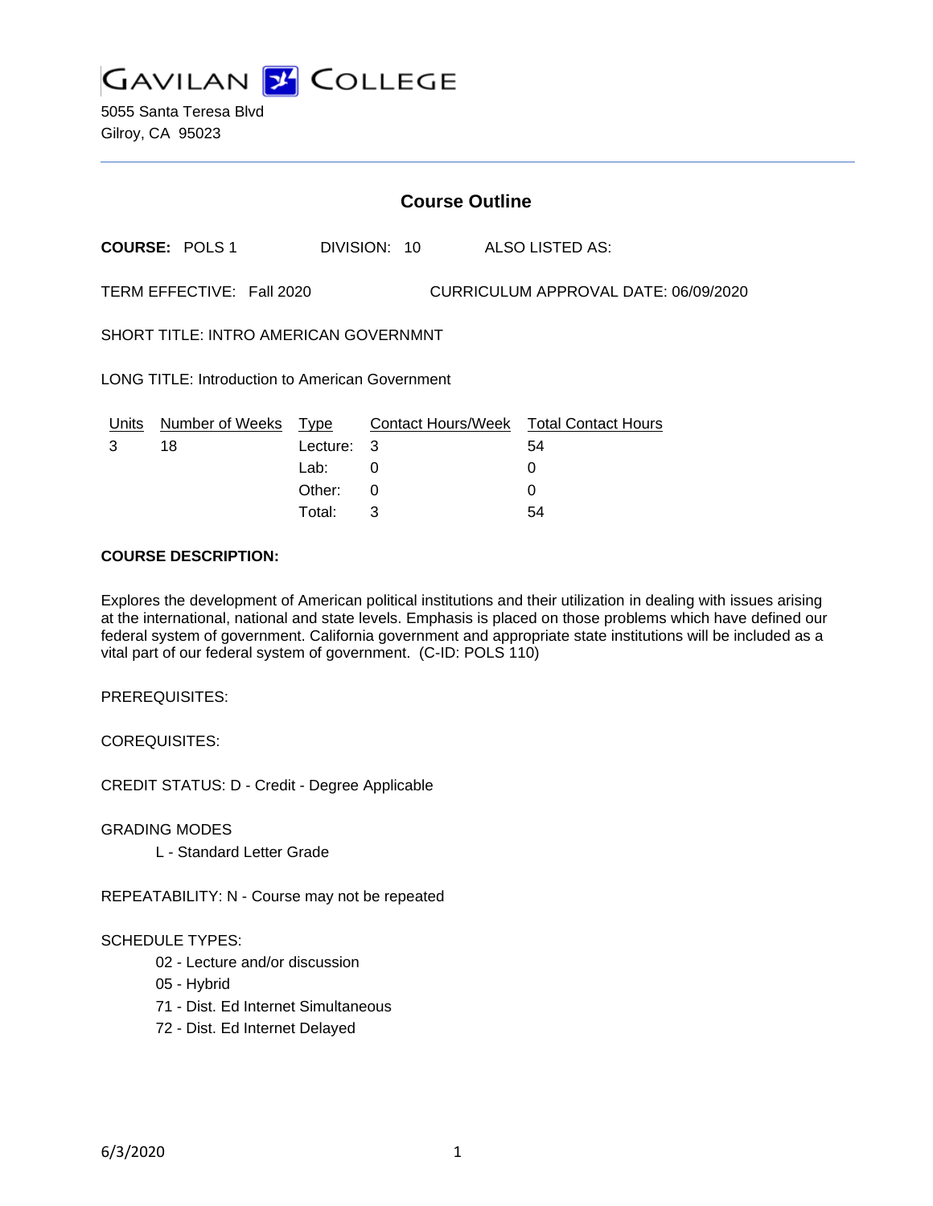# GAVILAN COLLEGE

5055 Santa Teresa Blvd
Gilroy, CA 95023

## Course Outline

**COURSE:** POLS 1 DIVISION: 10 ALSO LISTED AS:

TERM EFFECTIVE: Fall 2020 CURRICULUM APPROVAL DATE: 06/09/2020

SHORT TITLE: INTRO AMERICAN GOVERNMNT

LONG TITLE: Introduction to American Government

| Units | Number of Weeks | Type | Contact Hours/Week | Total Contact Hours |
|---|---|---|---|---|
| 3 | 18 | Lecture: | 3 | 54 |
| | | Lab: | 0 | 0 |
| | | Other: | 0 | 0 |
| | | Total: | 3 | 54 |

**COURSE DESCRIPTION:**

Explores the development of American political institutions and their utilization in dealing with issues arising at the international, national and state levels. Emphasis is placed on those problems which have defined our federal system of government. California government and appropriate state institutions will be included as a vital part of our federal system of government. (C-ID: POLS 110)

PREREQUISITES:

COREQUISITES:

CREDIT STATUS: D - Credit - Degree Applicable

GRADING MODES

- L - Standard Letter Grade

REPEATABILITY: N - Course may not be repeated

SCHEDULE TYPES:

- 02 - Lecture and/or discussion
- 05 - Hybrid
- 71 - Dist. Ed Internet Simultaneous
- 72 - Dist. Ed Internet Delayed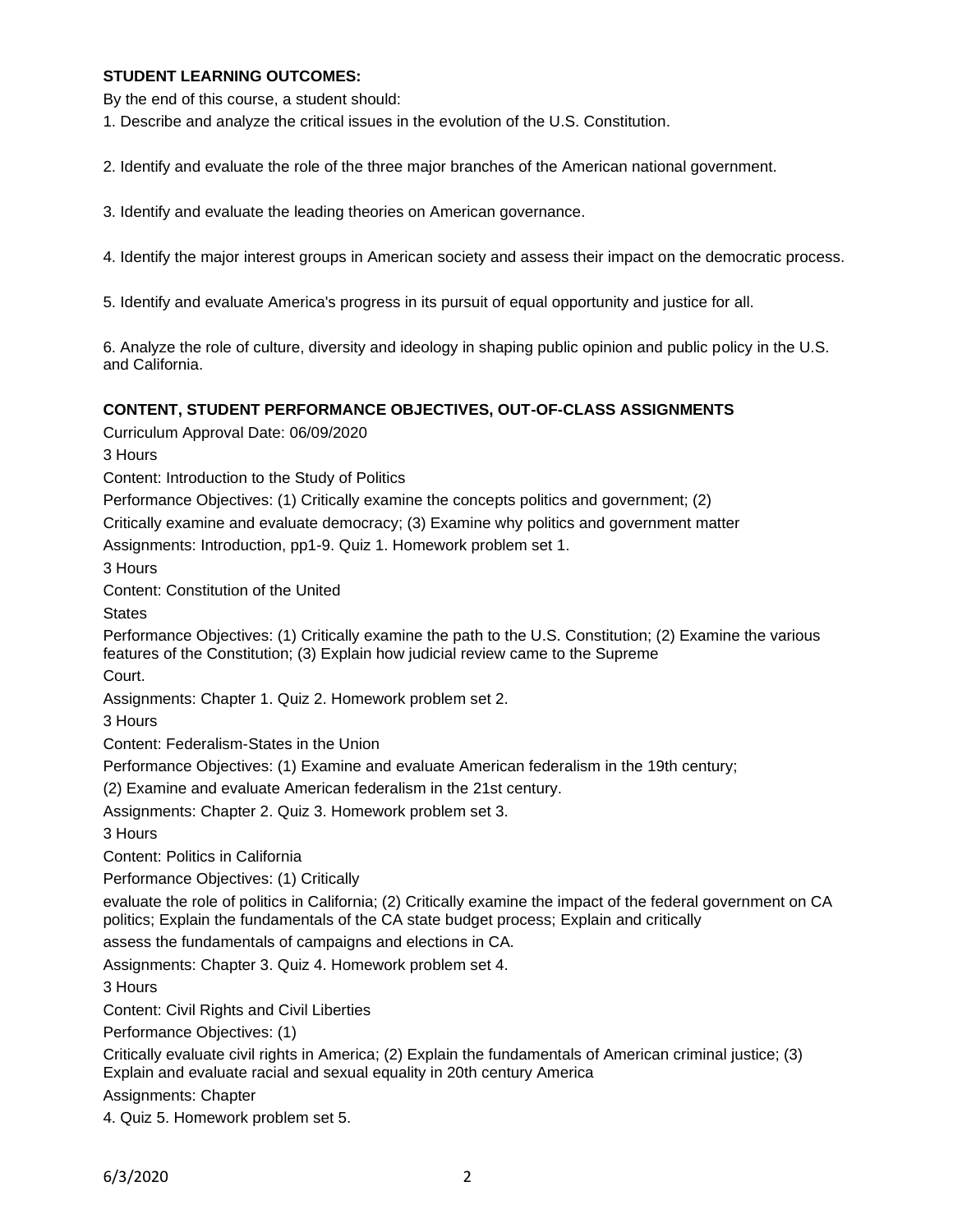**STUDENT LEARNING OUTCOMES:**

By the end of this course, a student should:

1. Describe and analyze the critical issues in the evolution of the U.S. Constitution.

2. Identify and evaluate the role of the three major branches of the American national government.

3. Identify and evaluate the leading theories on American governance.

4. Identify the major interest groups in American society and assess their impact on the democratic process.

5. Identify and evaluate America's progress in its pursuit of equal opportunity and justice for all.

6. Analyze the role of culture, diversity and ideology in shaping public opinion and public policy in the U.S. and California.

**CONTENT, STUDENT PERFORMANCE OBJECTIVES, OUT-OF-CLASS ASSIGNMENTS**

Curriculum Approval Date: 06/09/2020

3 Hours

Content: Introduction to the Study of Politics

Performance Objectives: (1) Critically examine the concepts politics and government; (2) Critically examine and evaluate democracy; (3) Examine why politics and government matter

Assignments: Introduction, pp1-9. Quiz 1. Homework problem set 1.

3 Hours

Content: Constitution of the United States

Performance Objectives: (1) Critically examine the path to the U.S. Constitution; (2) Examine the various features of the Constitution; (3) Explain how judicial review came to the Supreme Court.

Assignments: Chapter 1. Quiz 2. Homework problem set 2.

3 Hours

Content: Federalism-States in the Union

Performance Objectives: (1) Examine and evaluate American federalism in the 19th century; (2) Examine and evaluate American federalism in the 21st century.

Assignments: Chapter 2. Quiz 3. Homework problem set 3.

3 Hours

Content: Politics in California

Performance Objectives: (1) Critically evaluate the role of politics in California; (2) Critically examine the impact of the federal government on CA politics; Explain the fundamentals of the CA state budget process; Explain and critically assess the fundamentals of campaigns and elections in CA.

Assignments: Chapter 3. Quiz 4. Homework problem set 4.

3 Hours

Content: Civil Rights and Civil Liberties

Performance Objectives: (1) Critically evaluate civil rights in America; (2) Explain the fundamentals of American criminal justice; (3) Explain and evaluate racial and sexual equality in 20th century America

Assignments: Chapter 4. Quiz 5. Homework problem set 5.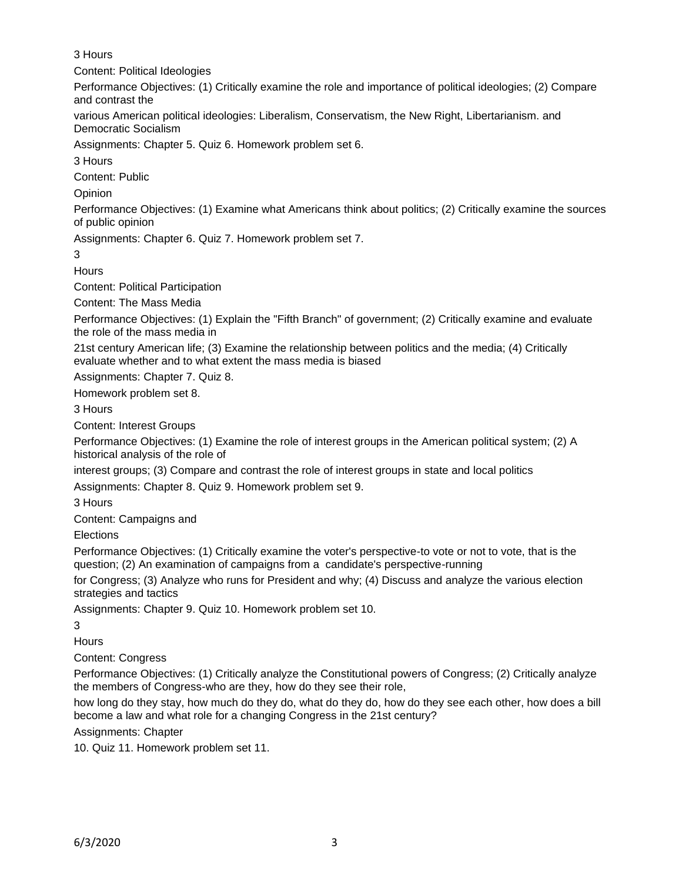3 Hours

Content: Political Ideologies

Performance Objectives: (1) Critically examine the role and importance of political ideologies; (2) Compare and contrast the various American political ideologies: Liberalism, Conservatism, the New Right, Libertarianism. and Democratic Socialism

Assignments: Chapter 5. Quiz 6. Homework problem set 6.

3 Hours

Content: Public Opinion

Performance Objectives: (1) Examine what Americans think about politics; (2) Critically examine the sources of public opinion

Assignments: Chapter 6. Quiz 7. Homework problem set 7.

3 Hours

Content: Political Participation

Content: The Mass Media

Performance Objectives: (1) Explain the "Fifth Branch" of government; (2) Critically examine and evaluate the role of the mass media in 21st century American life; (3) Examine the relationship between politics and the media; (4) Critically evaluate whether and to what extent the mass media is biased

Assignments: Chapter 7. Quiz 8. Homework problem set 8.

3 Hours

Content: Interest Groups

Performance Objectives: (1) Examine the role of interest groups in the American political system; (2) A historical analysis of the role of interest groups; (3) Compare and contrast the role of interest groups in state and local politics

Assignments: Chapter 8. Quiz 9. Homework problem set 9.

3 Hours

Content: Campaigns and Elections

Performance Objectives: (1) Critically examine the voter's perspective-to vote or not to vote, that is the question; (2) An examination of campaigns from a candidate's perspective-running for Congress; (3) Analyze who runs for President and why; (4) Discuss and analyze the various election strategies and tactics

Assignments: Chapter 9. Quiz 10. Homework problem set 10.

3 Hours

Content: Congress

Performance Objectives: (1) Critically analyze the Constitutional powers of Congress; (2) Critically analyze the members of Congress-who are they, how do they see their role, how long do they stay, how much do they do, what do they do, how do they see each other, how does a bill become a law and what role for a changing Congress in the 21st century?

Assignments: Chapter 10. Quiz 11. Homework problem set 11.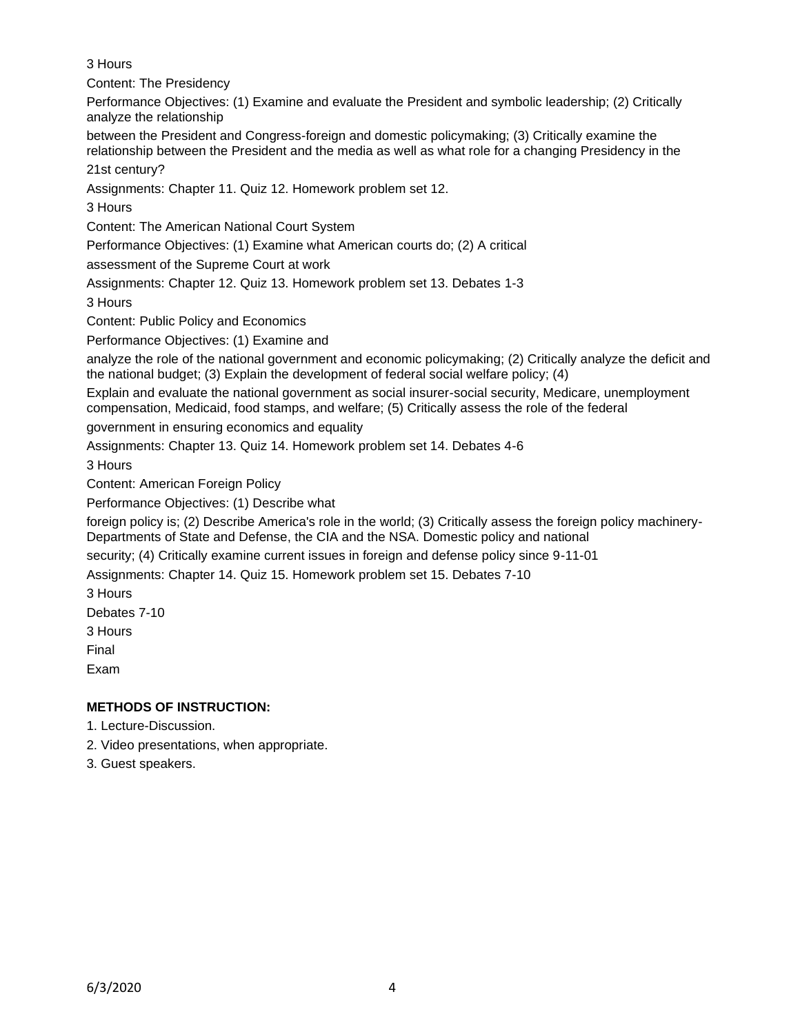3 Hours

Content: The Presidency

Performance Objectives: (1) Examine and evaluate the President and symbolic leadership; (2) Critically analyze the relationship between the President and Congress-foreign and domestic policymaking; (3) Critically examine the relationship between the President and the media as well as what role for a changing Presidency in the 21st century?

Assignments: Chapter 11. Quiz 12. Homework problem set 12.

3 Hours

Content: The American National Court System

Performance Objectives: (1) Examine what American courts do; (2) A critical assessment of the Supreme Court at work

Assignments: Chapter 12. Quiz 13. Homework problem set 13. Debates 1-3

3 Hours

Content: Public Policy and Economics

Performance Objectives: (1) Examine and analyze the role of the national government and economic policymaking; (2) Critically analyze the deficit and the national budget; (3) Explain the development of federal social welfare policy; (4) Explain and evaluate the national government as social insurer-social security, Medicare, unemployment compensation, Medicaid, food stamps, and welfare; (5) Critically assess the role of the federal government in ensuring economics and equality

Assignments: Chapter 13. Quiz 14. Homework problem set 14. Debates 4-6

3 Hours

Content: American Foreign Policy

Performance Objectives: (1) Describe what foreign policy is; (2) Describe America's role in the world; (3) Critically assess the foreign policy machinery-Departments of State and Defense, the CIA and the NSA. Domestic policy and national security; (4) Critically examine current issues in foreign and defense policy since 9-11-01

Assignments: Chapter 14. Quiz 15. Homework problem set 15. Debates 7-10

3 Hours

Debates 7-10

3 Hours

Final Exam

**METHODS OF INSTRUCTION:**

1. Lecture-Discussion.
2. Video presentations, when appropriate.
3. Guest speakers.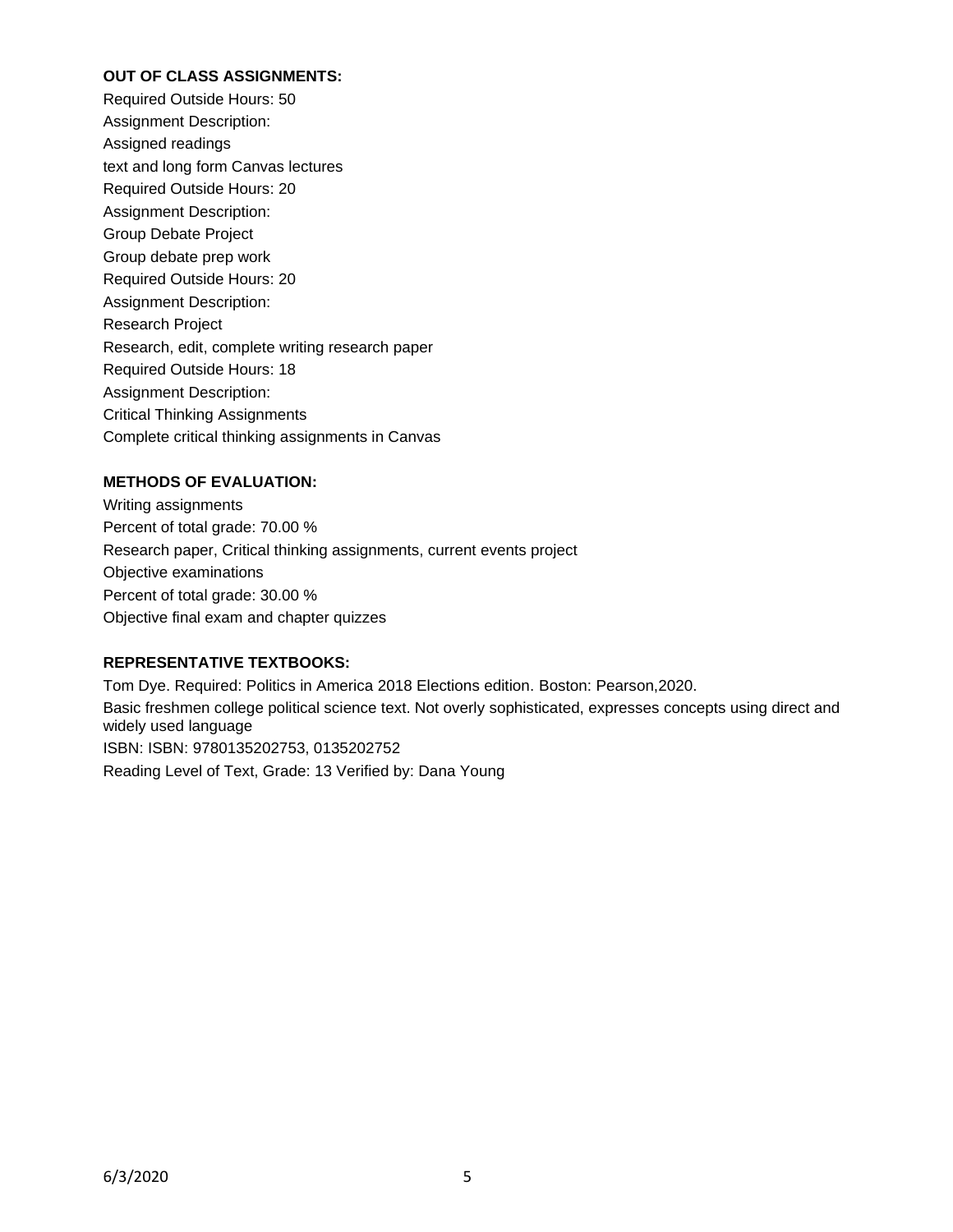**OUT OF CLASS ASSIGNMENTS:**

Required Outside Hours: 50
Assignment Description:
Assigned readings
text and long form Canvas lectures
Required Outside Hours: 20
Assignment Description:
Group Debate Project
Group debate prep work
Required Outside Hours: 20
Assignment Description:
Research Project
Research, edit, complete writing research paper
Required Outside Hours: 18
Assignment Description:
Critical Thinking Assignments
Complete critical thinking assignments in Canvas

**METHODS OF EVALUATION:**

Writing assignments
Percent of total grade: 70.00 %
Research paper, Critical thinking assignments, current events project
Objective examinations
Percent of total grade: 30.00 %
Objective final exam and chapter quizzes

**REPRESENTATIVE TEXTBOOKS:**

Tom Dye. Required: Politics in America 2018 Elections edition. Boston: Pearson,2020.
Basic freshmen college political science text. Not overly sophisticated, expresses concepts using direct and widely used language
ISBN: ISBN: 9780135202753, 0135202752
Reading Level of Text, Grade: 13 Verified by: Dana Young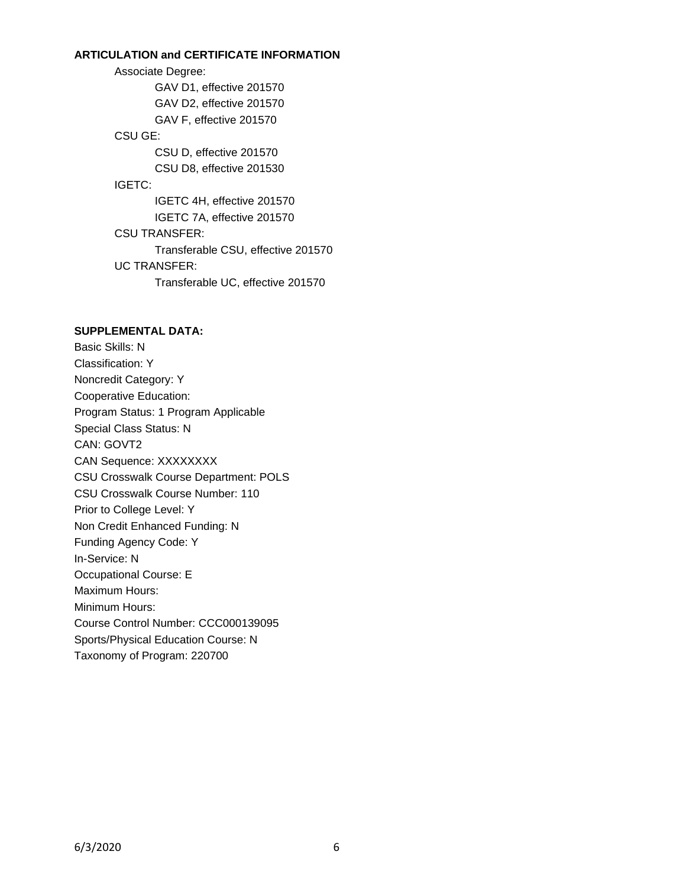**ARTICULATION and CERTIFICATE INFORMATION**

Associate Degree:

- GAV D1, effective 201570
- GAV D2, effective 201570
- GAV F, effective 201570

CSU GE:

- CSU D, effective 201570
- CSU D8, effective 201530

IGETC:

- IGETC 4H, effective 201570
- IGETC 7A, effective 201570

CSU TRANSFER:

- Transferable CSU, effective 201570

UC TRANSFER:

- Transferable UC, effective 201570

**SUPPLEMENTAL DATA:**

Basic Skills: N
Classification: Y
Noncredit Category: Y
Cooperative Education:
Program Status: 1 Program Applicable
Special Class Status: N
CAN: GOVT2
CAN Sequence: XXXXXXXX
CSU Crosswalk Course Department: POLS
CSU Crosswalk Course Number: 110
Prior to College Level: Y
Non Credit Enhanced Funding: N
Funding Agency Code: Y
In-Service: N
Occupational Course: E
Maximum Hours:
Minimum Hours:
Course Control Number: CCC000139095
Sports/Physical Education Course: N
Taxonomy of Program: 220700